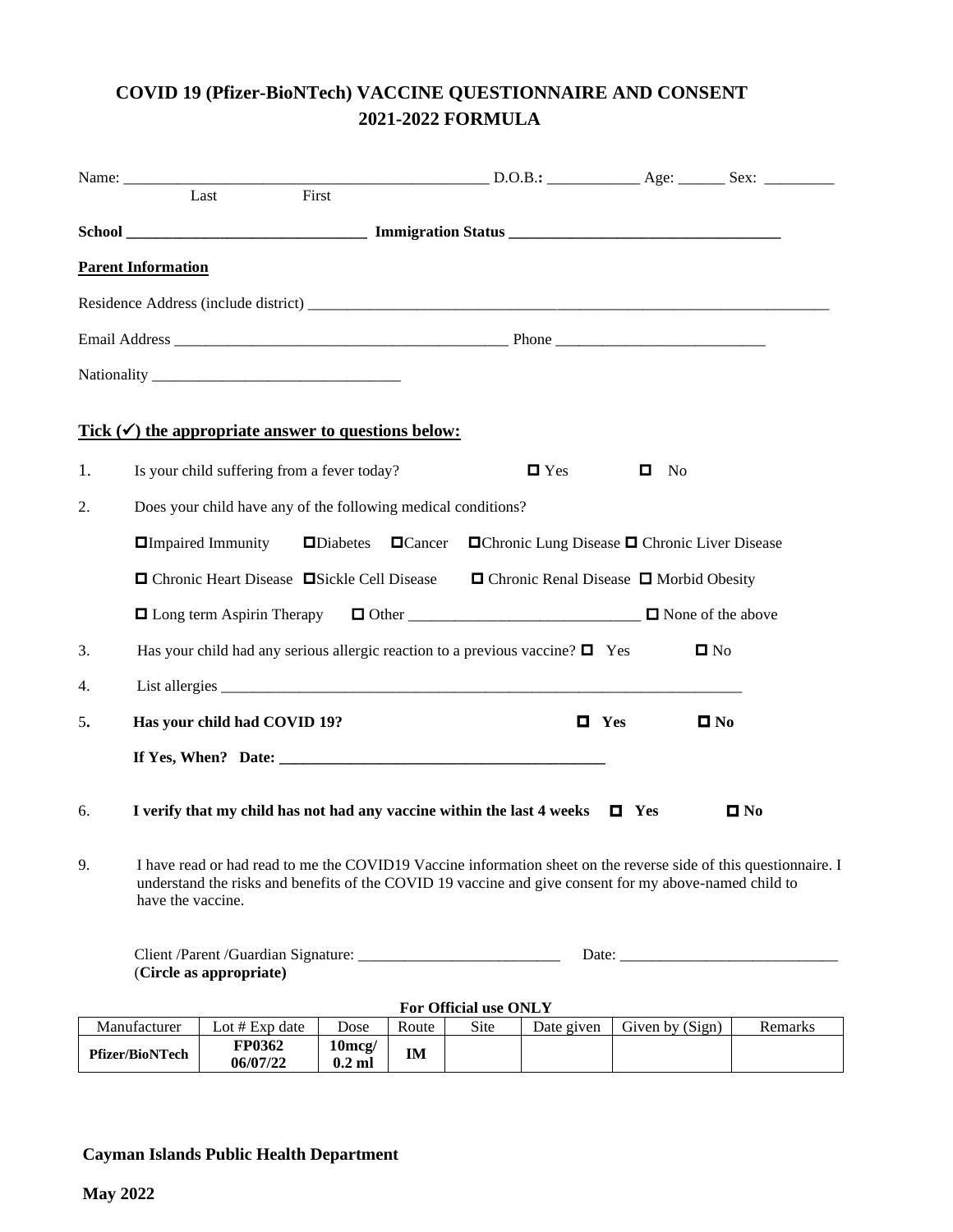# COVID 19 (Pfizer-BioNTech) VACCINE QUESTIONNAIRE AND CONSENT
# 2021-2022 FORMULA

Name: ______________________________________________ D.O.B.**:** ____________ Age: ______ Sex: _________
Last First

**School ______________________________ Immigration Status __________________________________**

**Parent Information**

Residence Address (include district) ______________________________________________________________________

Email Address ____________________________________________ Phone ___________________________

Nationality ________________________________

**Tick (✓) the appropriate answer to questions below:**

1. Is your child suffering from a fever today? ☐ Yes ☐ No

2. Does your child have any of the following medical conditions?

   ☐Impaired Immunity ☐Diabetes ☐Cancer ☐Chronic Lung Disease ☐ Chronic Liver Disease

   ☐ Chronic Heart Disease ☐Sickle Cell Disease ☐ Chronic Renal Disease ☐ Morbid Obesity

   ☐ Long term Aspirin Therapy ☐ Other ______________________________ ☐ None of the above

3. Has your child had any serious allergic reaction to a previous vaccine? ☐ Yes ☐ No

4. List allergies ________________________________________________________________________

5. **Has your child had COVID 19? ☐ Yes ☐ No**

   **If Yes, When? Date: ___________________________________________**

6. **I verify that my child has not had any vaccine within the last 4 weeks ☐ Yes ☐ No**

9. I have read or had read to me the COVID19 Vaccine information sheet on the reverse side of this questionnaire. I understand the risks and benefits of the COVID 19 vaccine and give consent for my above-named child to have the vaccine.

Client /Parent /Guardian Signature: __________________________ Date: ____________________________
(**Circle as appropriate)**

**For Official use ONLY**

| Manufacturer | Lot # Exp date | Dose | Route | Site | Date given | Given by (Sign) | Remarks |
|---|---|---|---|---|---|---|---|
| **Pfizer/BioNTech** | **FP0362 06/07/22** | **10mcg/ 0.2 ml** | **IM** | | | | |

**Cayman Islands Public Health Department**

**May 2022**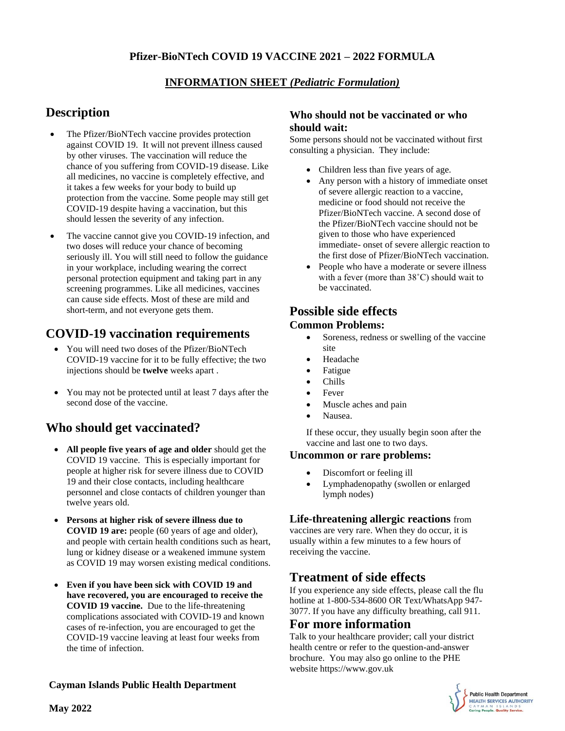**Pfizer-BioNTech COVID 19 VACCINE 2021 – 2022 FORMULA**

**INFORMATION SHEET** ***(Pediatric Formulation)***

## Description

- The Pfizer/BioNTech vaccine provides protection against COVID 19. It will not prevent illness caused by other viruses. The vaccination will reduce the chance of you suffering from COVID-19 disease. Like all medicines, no vaccine is completely effective, and it takes a few weeks for your body to build up protection from the vaccine. Some people may still get COVID-19 despite having a vaccination, but this should lessen the severity of any infection.
- The vaccine cannot give you COVID-19 infection, and two doses will reduce your chance of becoming seriously ill. You will still need to follow the guidance in your workplace, including wearing the correct personal protection equipment and taking part in any screening programmes. Like all medicines, vaccines can cause side effects. Most of these are mild and short-term, and not everyone gets them.

## COVID-19 vaccination requirements

- You will need two doses of the Pfizer/BioNTech COVID-19 vaccine for it to be fully effective; the two injections should be **twelve** weeks apart .
- You may not be protected until at least 7 days after the second dose of the vaccine.

## Who should get vaccinated?

- **All people five years of age and older** should get the COVID 19 vaccine. This is especially important for people at higher risk for severe illness due to COVID 19 and their close contacts, including healthcare personnel and close contacts of children younger than twelve years old.
- **Persons at higher risk of severe illness due to COVID 19 are:** people (60 years of age and older), and people with certain health conditions such as heart, lung or kidney disease or a weakened immune system as COVID 19 may worsen existing medical conditions.
- **Even if you have been sick with COVID 19 and have recovered, you are encouraged to receive the COVID 19 vaccine.** Due to the life-threatening complications associated with COVID-19 and known cases of re-infection, you are encouraged to get the COVID-19 vaccine leaving at least four weeks from the time of infection.

### Who should not be vaccinated or who should wait:

Some persons should not be vaccinated without first consulting a physician. They include:

- Children less than five years of age.
- Any person with a history of immediate onset of severe allergic reaction to a vaccine, medicine or food should not receive the Pfizer/BioNTech vaccine. A second dose of the Pfizer/BioNTech vaccine should not be given to those who have experienced immediate- onset of severe allergic reaction to the first dose of Pfizer/BioNTech vaccination.
- People who have a moderate or severe illness with a fever (more than 38˚C) should wait to be vaccinated.

## Possible side effects

### Common Problems:

- Soreness, redness or swelling of the vaccine site
- Headache
- Fatigue
- Chills
- Fever
- Muscle aches and pain
- Nausea.

If these occur, they usually begin soon after the vaccine and last one to two days.

### Uncommon or rare problems:

- Discomfort or feeling ill
- Lymphadenopathy (swollen or enlarged lymph nodes)

**Life-threatening allergic reactions** from vaccines are very rare. When they do occur, it is usually within a few minutes to a few hours of receiving the vaccine.

## Treatment of side effects

If you experience any side effects, please call the flu hotline at 1-800-534-8600 OR Text/WhatsApp 947-3077. If you have any difficulty breathing, call 911.

## For more information

Talk to your healthcare provider; call your district health centre or refer to the question-and-answer brochure. You may also go online to the PHE website https://www.gov.uk

**Cayman Islands Public Health Department**

**May 2022**

Public Health Department
HEALTH SERVICES AUTHORITY
CAYMAN ISLANDS
Caring People. Quality Service.